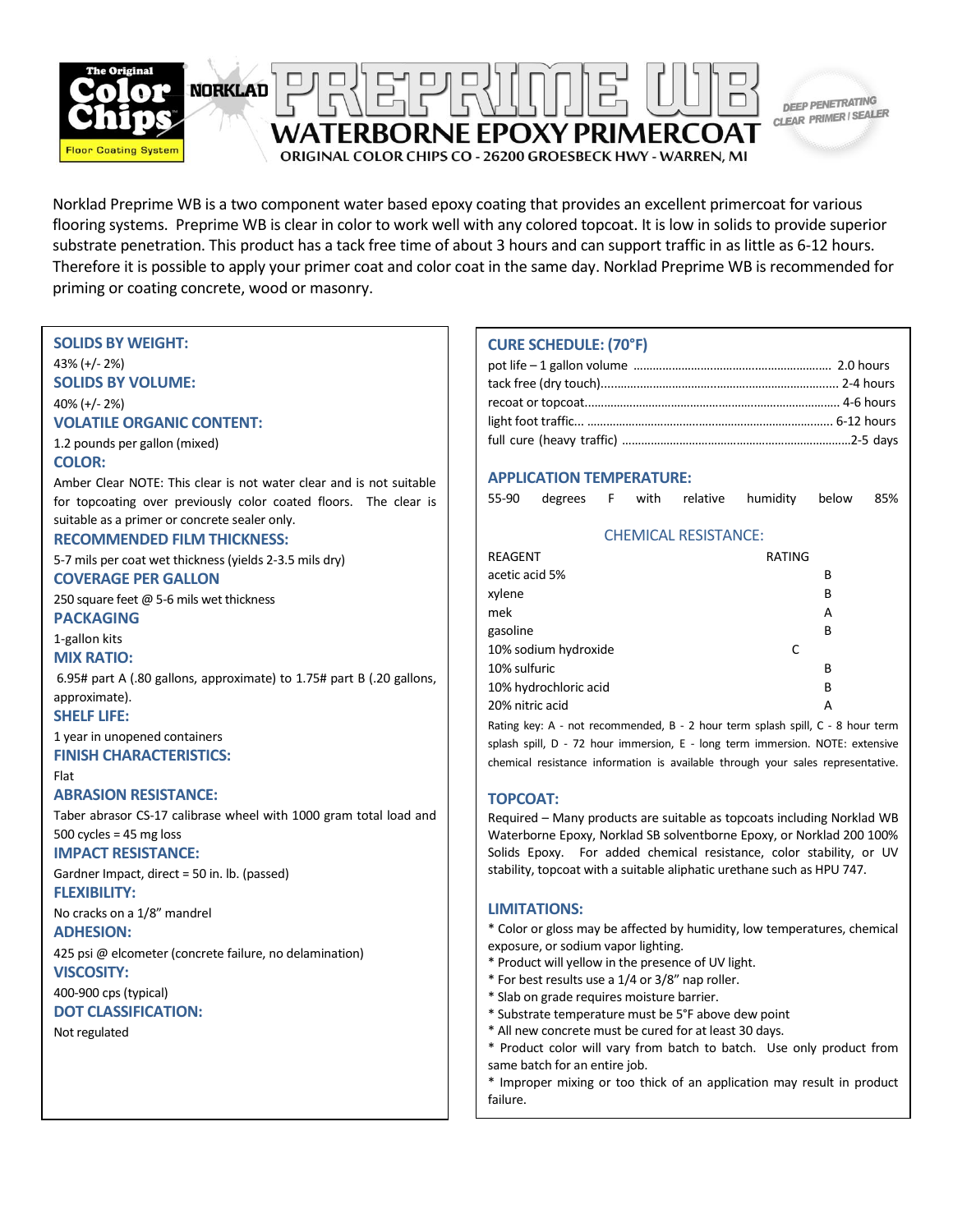The Original Color Chips Floor Coating System

NORKLAD

# PREPRIME WB

## WATERBORNE EPOXY PRIMERCOAT

ORIGINAL COLOR CHIPS CO - 26200 GROESBECK HWY - WARREN, MI

DEEP PENETRATING CLEAR PRIMER / SEALER

Norklad Preprime WB is a two component water based epoxy coating that provides an excellent primercoat for various flooring systems. Preprime WB is clear in color to work well with any colored topcoat. It is low in solids to provide superior substrate penetration. This product has a tack free time of about 3 hours and can support traffic in as little as 6-12 hours. Therefore it is possible to apply your primer coat and color coat in the same day. Norklad Preprime WB is recommended for priming or coating concrete, wood or masonry.

### SOLIDS BY WEIGHT:
43% (+/- 2%)

### SOLIDS BY VOLUME:
40% (+/- 2%)

### VOLATILE ORGANIC CONTENT:
1.2 pounds per gallon (mixed)

### COLOR:
Amber Clear NOTE: This clear is not water clear and is not suitable for topcoating over previously color coated floors. The clear is suitable as a primer or concrete sealer only.

### RECOMMENDED FILM THICKNESS:
5-7 mils per coat wet thickness (yields 2-3.5 mils dry)

### COVERAGE PER GALLON
250 square feet @ 5-6 mils wet thickness

### PACKAGING
1-gallon kits

### MIX RATIO:
6.95# part A (.80 gallons, approximate) to 1.75# part B (.20 gallons, approximate).

### SHELF LIFE:
1 year in unopened containers

### FINISH CHARACTERISTICS:
Flat

### ABRASION RESISTANCE:
Taber abrasor CS-17 calibrase wheel with 1000 gram total load and 500 cycles = 45 mg loss

### IMPACT RESISTANCE:
Gardner Impact, direct = 50 in. lb. (passed)

### FLEXIBILITY:
No cracks on a 1/8" mandrel

### ADHESION:
425 psi @ elcometer (concrete failure, no delamination)

### VISCOSITY:
400-900 cps (typical)

### DOT CLASSIFICATION:
Not regulated

### CURE SCHEDULE: (70°F)
- pot life – 1 gallon volume .......... 2.0 hours
- tack free (dry touch).......... 2-4 hours
- recoat or topcoat.......... 4-6 hours
- light foot traffic.......... 6-12 hours
- full cure (heavy traffic) .......... 2-5 days

### APPLICATION TEMPERATURE:
55-90 degrees F with relative humidity below 85%

### CHEMICAL RESISTANCE:

| REAGENT | RATING |
|---|---|
| acetic acid 5% | B |
| xylene | B |
| mek | A |
| gasoline | B |
| 10% sodium hydroxide | C |
| 10% sulfuric | B |
| 10% hydrochloric acid | B |
| 20% nitric acid | A |

Rating key: A - not recommended, B - 2 hour term splash spill, C - 8 hour term splash spill, D - 72 hour immersion, E - long term immersion. NOTE: extensive chemical resistance information is available through your sales representative.

### TOPCOAT:
Required – Many products are suitable as topcoats including Norklad WB Waterborne Epoxy, Norklad SB solventborne Epoxy, or Norklad 200 100% Solids Epoxy. For added chemical resistance, color stability, or UV stability, topcoat with a suitable aliphatic urethane such as HPU 747.

### LIMITATIONS:
* Color or gloss may be affected by humidity, low temperatures, chemical exposure, or sodium vapor lighting.
* Product will yellow in the presence of UV light.
* For best results use a 1/4 or 3/8" nap roller.
* Slab on grade requires moisture barrier.
* Substrate temperature must be 5°F above dew point
* All new concrete must be cured for at least 30 days.
* Product color will vary from batch to batch. Use only product from same batch for an entire job.
* Improper mixing or too thick of an application may result in product failure.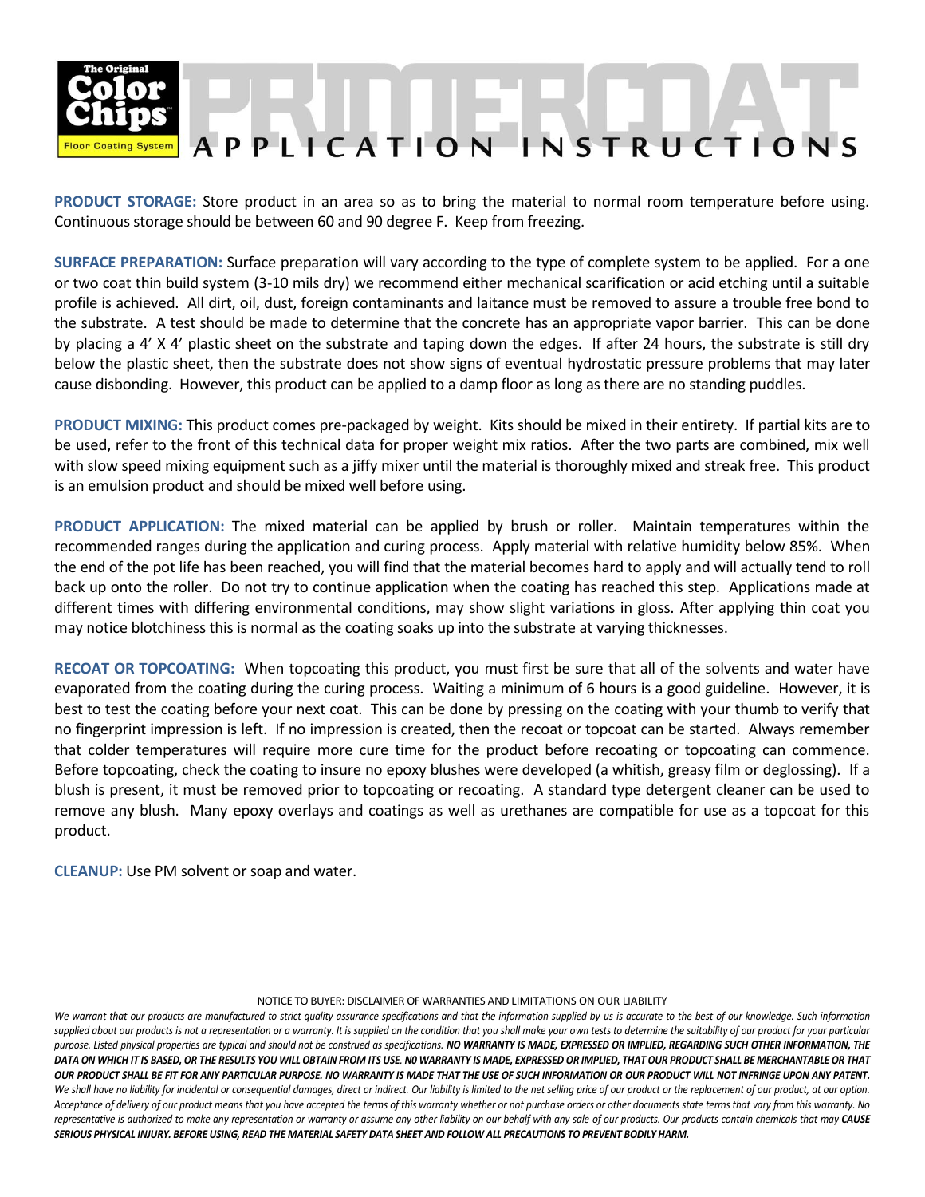# PRIMERCOAT APPLICATION INSTRUCTIONS

**PRODUCT STORAGE:** Store product in an area so as to bring the material to normal room temperature before using. Continuous storage should be between 60 and 90 degree F. Keep from freezing.

**SURFACE PREPARATION:** Surface preparation will vary according to the type of complete system to be applied. For a one or two coat thin build system (3-10 mils dry) we recommend either mechanical scarification or acid etching until a suitable profile is achieved. All dirt, oil, dust, foreign contaminants and laitance must be removed to assure a trouble free bond to the substrate. A test should be made to determine that the concrete has an appropriate vapor barrier. This can be done by placing a 4' X 4' plastic sheet on the substrate and taping down the edges. If after 24 hours, the substrate is still dry below the plastic sheet, then the substrate does not show signs of eventual hydrostatic pressure problems that may later cause disbonding. However, this product can be applied to a damp floor as long as there are no standing puddles.

**PRODUCT MIXING:** This product comes pre-packaged by weight. Kits should be mixed in their entirety. If partial kits are to be used, refer to the front of this technical data for proper weight mix ratios. After the two parts are combined, mix well with slow speed mixing equipment such as a jiffy mixer until the material is thoroughly mixed and streak free. This product is an emulsion product and should be mixed well before using.

**PRODUCT APPLICATION:** The mixed material can be applied by brush or roller. Maintain temperatures within the recommended ranges during the application and curing process. Apply material with relative humidity below 85%. When the end of the pot life has been reached, you will find that the material becomes hard to apply and will actually tend to roll back up onto the roller. Do not try to continue application when the coating has reached this step. Applications made at different times with differing environmental conditions, may show slight variations in gloss. After applying thin coat you may notice blotchiness this is normal as the coating soaks up into the substrate at varying thicknesses.

**RECOAT OR TOPCOATING:** When topcoating this product, you must first be sure that all of the solvents and water have evaporated from the coating during the curing process. Waiting a minimum of 6 hours is a good guideline. However, it is best to test the coating before your next coat. This can be done by pressing on the coating with your thumb to verify that no fingerprint impression is left. If no impression is created, then the recoat or topcoat can be started. Always remember that colder temperatures will require more cure time for the product before recoating or topcoating can commence. Before topcoating, check the coating to insure no epoxy blushes were developed (a whitish, greasy film or deglossing). If a blush is present, it must be removed prior to topcoating or recoating. A standard type detergent cleaner can be used to remove any blush. Many epoxy overlays and coatings as well as urethanes are compatible for use as a topcoat for this product.

**CLEANUP:** Use PM solvent or soap and water.

NOTICE TO BUYER: DISCLAIMER OF WARRANTIES AND LIMITATIONS ON OUR LIABILITY

*We warrant that our products are manufactured to strict quality assurance specifications and that the information supplied by us is accurate to the best of our knowledge. Such information supplied about our products is not a representation or a warranty. It is supplied on the condition that you shall make your own tests to determine the suitability of our product for your particular purpose. Listed physical properties are typical and should not be construed as specifications.* ***NO WARRANTY IS MADE, EXPRESSED OR IMPLIED, REGARDING SUCH OTHER INFORMATION, THE DATA ON WHICH IT IS BASED, OR THE RESULTS YOU WILL OBTAIN FROM ITS USE. N0 WARRANTY IS MADE, EXPRESSED OR IMPLIED, THAT OUR PRODUCT SHALL BE MERCHANTABLE OR THAT OUR PRODUCT SHALL BE FIT FOR ANY PARTICULAR PURPOSE. NO WARRANTY IS MADE THAT THE USE OF SUCH INFORMATION OR OUR PRODUCT WILL NOT INFRINGE UPON ANY PATENT.*** *We shall have no liability for incidental or consequential damages, direct or indirect. Our liability is limited to the net selling price of our product or the replacement of our product, at our option. Acceptance of delivery of our product means that you have accepted the terms of this warranty whether or not purchase orders or other documents state terms that vary from this warranty. No representative is authorized to make any representation or warranty or assume any other liability on our behalf with any sale of our products. Our products contain chemicals that may* ***CAUSE SERIOUS PHYSICAL INJURY. BEFORE USING, READ THE MATERIAL SAFETY DATA SHEET AND FOLLOW ALL PRECAUTIONS TO PREVENT BODILY HARM.***